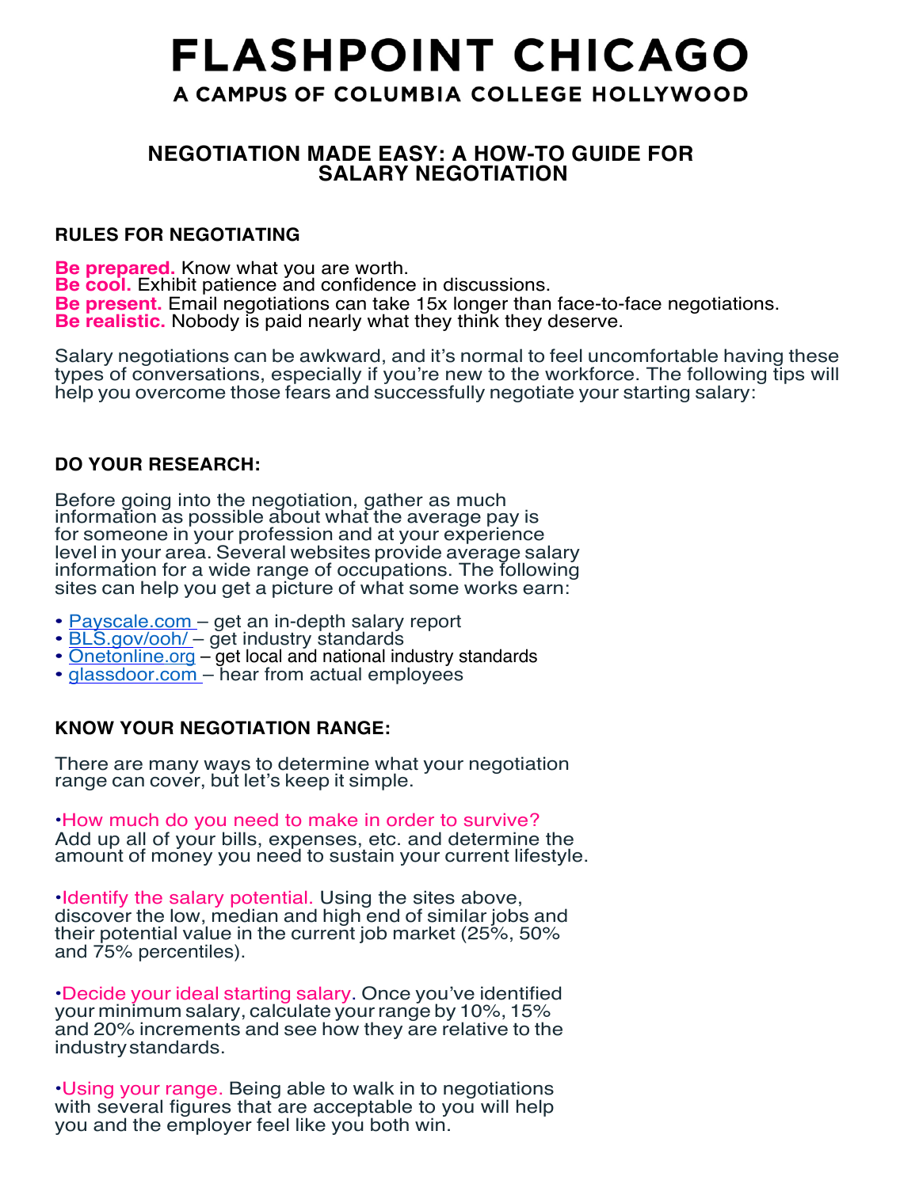# FLASHPOINT CHICAGO

A CAMPUS OF COLUMBIA COLLEGE HOLLYWOOD

## NEGOTIATION MADE EASY: A HOW-TO GUIDE FOR SALARY NEGOTIATION

### RULES FOR NEGOTIATING

**Be prepared.** Know what you are worth.
**Be cool.** Exhibit patience and confidence in discussions.
**Be present.** Email negotiations can take 15x longer than face-to-face negotiations.
**Be realistic.** Nobody is paid nearly what they think they deserve.

Salary negotiations can be awkward, and it's normal to feel uncomfortable having these types of conversations, especially if you're new to the workforce. The following tips will help you overcome those fears and successfully negotiate your starting salary:

### DO YOUR RESEARCH:

Before going into the negotiation, gather as much information as possible about what the average pay is for someone in your profession and at your experience level in your area. Several websites provide average salary information for a wide range of occupations. The following sites can help you get a picture of what some works earn:

- Payscale.com – get an in-depth salary report
- BLS.gov/ooh/ – get industry standards
- Onetonline.org – get local and national industry standards
- glassdoor.com – hear from actual employees

### KNOW YOUR NEGOTIATION RANGE:

There are many ways to determine what your negotiation range can cover, but let's keep it simple.

- How much do you need to make in order to survive? Add up all of your bills, expenses, etc. and determine the amount of money you need to sustain your current lifestyle.

- Identify the salary potential. Using the sites above, discover the low, median and high end of similar jobs and their potential value in the current job market (25%, 50% and 75% percentiles).

- Decide your ideal starting salary. Once you've identified your minimum salary, calculate your range by 10%, 15% and 20% increments and see how they are relative to the industry standards.

- Using your range. Being able to walk in to negotiations with several figures that are acceptable to you will help you and the employer feel like you both win.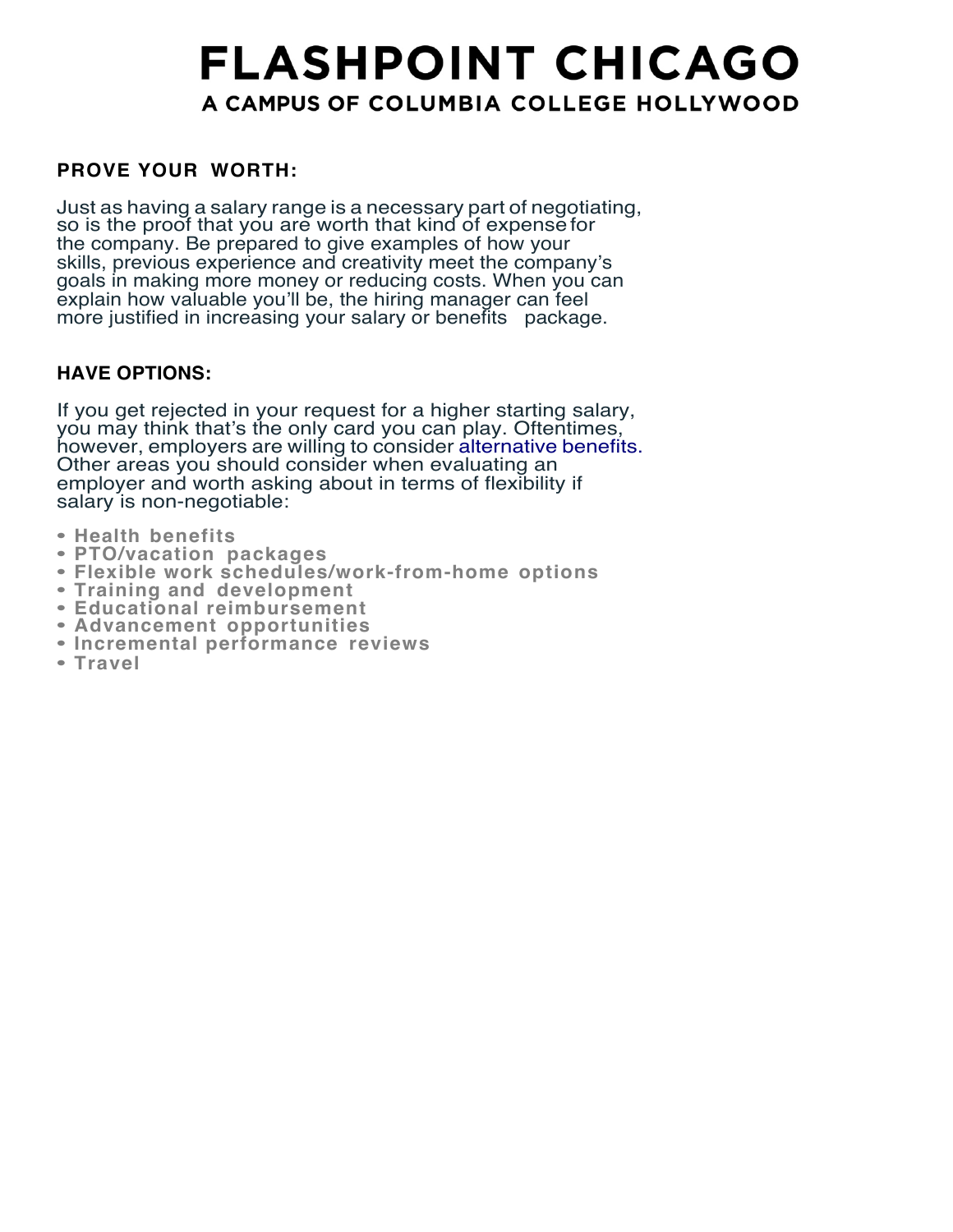## PROVE YOUR WORTH:

Just as having a salary range is a necessary part of negotiating, so is the proof that you are worth that kind of expense for the company. Be prepared to give examples of how your skills, previous experience and creativity meet the company's goals in making more money or reducing costs. When you can explain how valuable you'll be, the hiring manager can feel more justified in increasing your salary or benefits package.

## HAVE OPTIONS:

If you get rejected in your request for a higher starting salary, you may think that's the only card you can play. Oftentimes, however, employers are willing to consider alternative benefits. Other areas you should consider when evaluating an employer and worth asking about in terms of flexibility if salary is non-negotiable:

- **Health benefits**
- **PTO/vacation packages**
- **Flexible work schedules/work-from-home options**
- **Training and development**
- **Educational reimbursement**
- **Advancement opportunities**
- **Incremental performance reviews**
- **Travel**